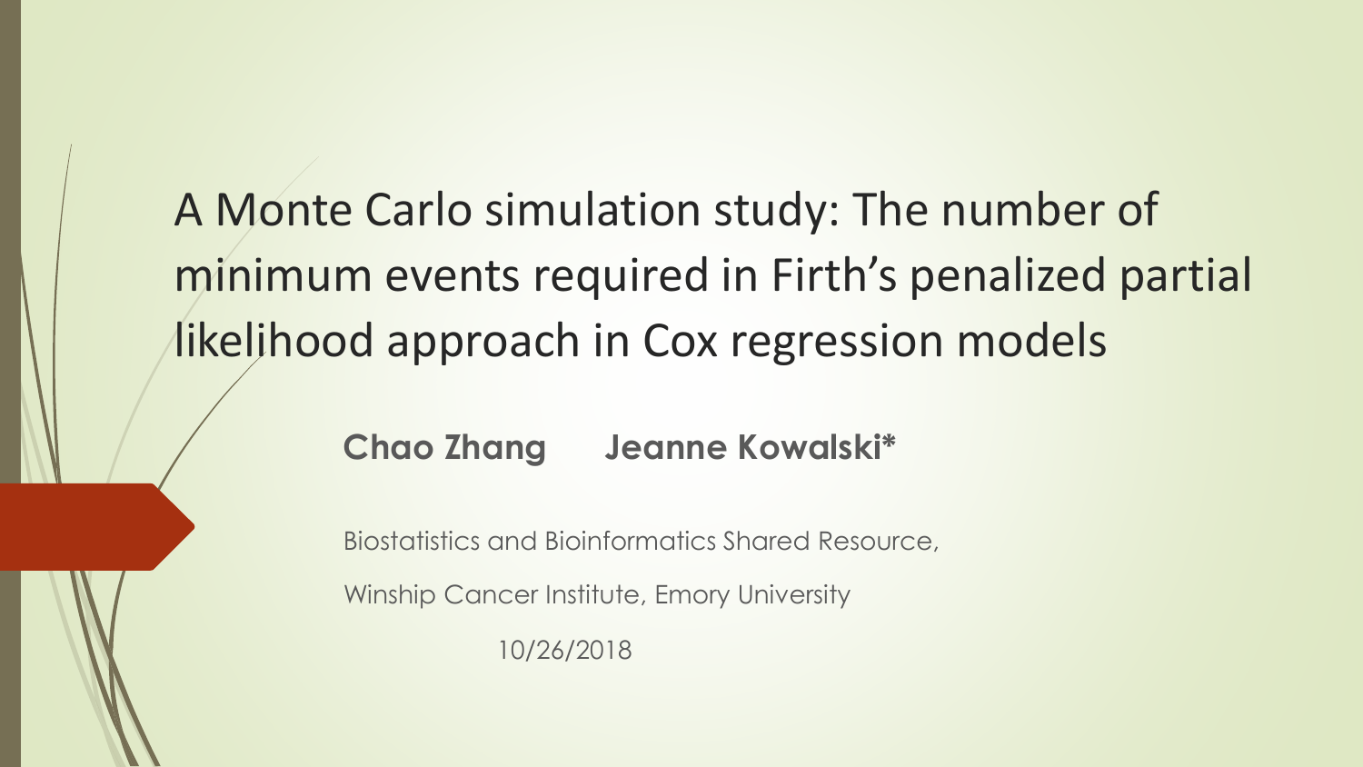# A Monte Carlo simulation study: The number of minimum events required in Firth's penalized partial likelihood approach in Cox regression models

**Chao Zhang Jeanne Kowalski***

Biostatistics and Bioinformatics Shared Resource,

Winship Cancer Institute, Emory University

10/26/2018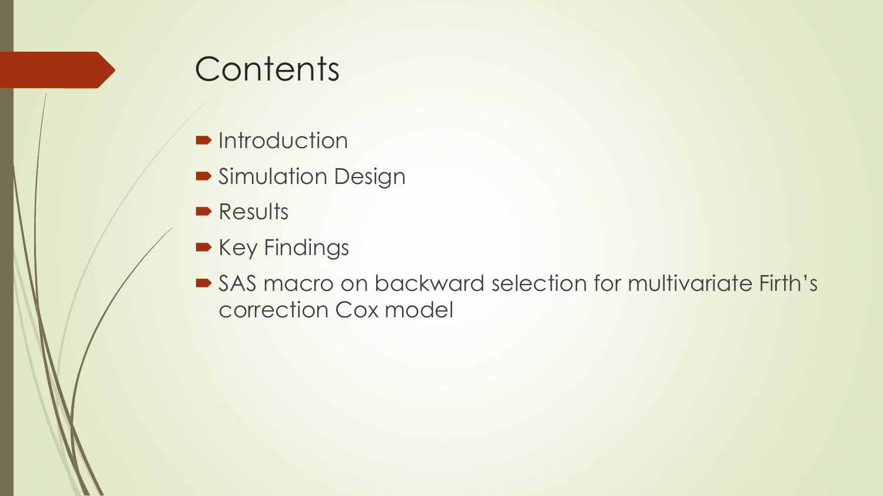# Contents

- Introduction
- Simulation Design
- Results
- Key Findings
- SAS macro on backward selection for multivariate Firth's correction Cox model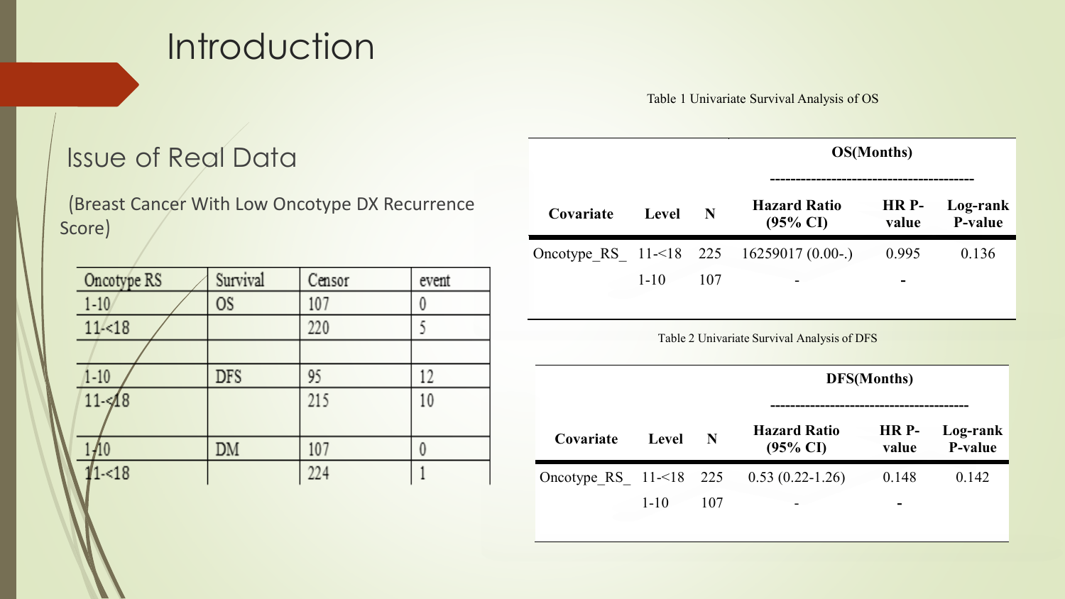# Introduction

## Issue of Real Data

(Breast Cancer With Low Oncotype DX Recurrence Score)

| Oncotype RS | Survival | Censor | event |
|---|---|---|---|
| 1-10 | OS | 107 | 0 |
| 11-<18 | | 220 | 5 |
| | | | |
| 1-10 | DFS | 95 | 12 |
| 11-<18 | | 215 | 10 |
| 1-10 | DM | 107 | 0 |
| 11-<18 | | 224 | 1 |

Table 1 Univariate Survival Analysis of OS

| | | | OS(Months) | | |
|---|---|---|---|---|---|
| **Covariate** | **Level** | **N** | **Hazard Ratio (95% CI)** | **HR P-value** | **Log-rank P-value** |
| Oncotype_RS_ | 11-<18 | 225 | 16259017 (0.00-.) | 0.995 | 0.136 |
| | 1-10 | 107 | - | - | |

Table 2 Univariate Survival Analysis of DFS

| | | | DFS(Months) | | |
|---|---|---|---|---|---|
| **Covariate** | **Level** | **N** | **Hazard Ratio (95% CI)** | **HR P-value** | **Log-rank P-value** |
| Oncotype_RS_ | 11-<18 | 225 | 0.53 (0.22-1.26) | 0.148 | 0.142 |
| | 1-10 | 107 | - | - | |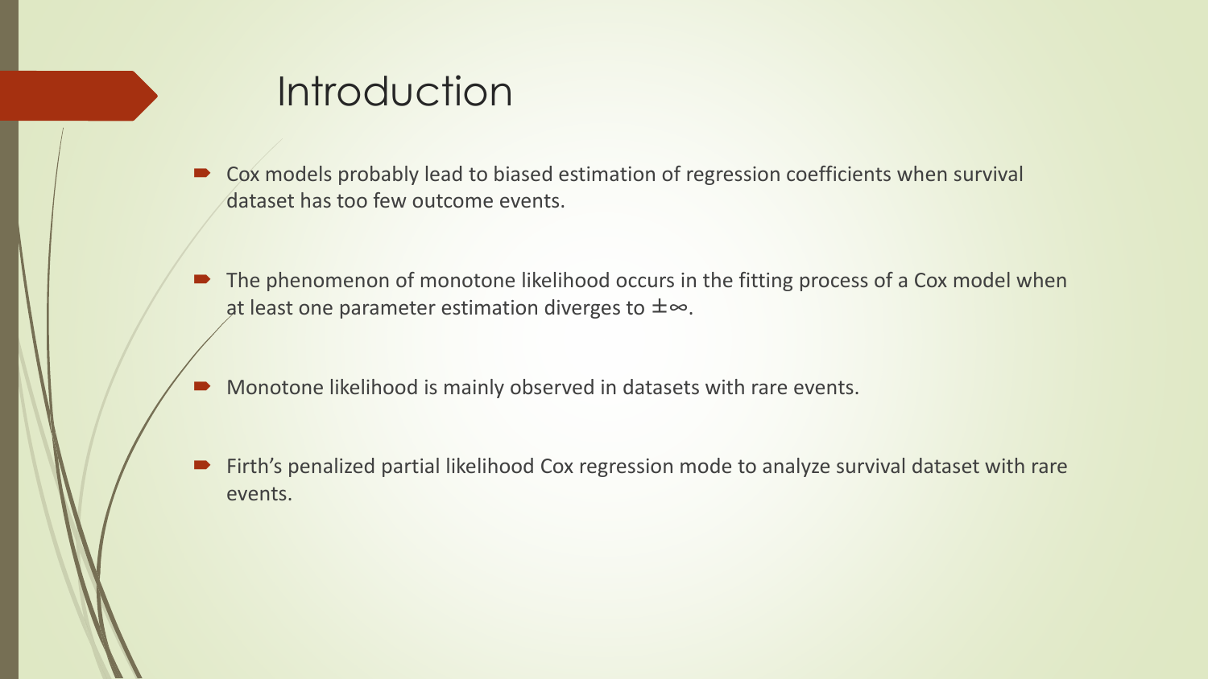# Introduction

- Cox models probably lead to biased estimation of regression coefficients when survival dataset has too few outcome events.
- The phenomenon of monotone likelihood occurs in the fitting process of a Cox model when at least one parameter estimation diverges to $\pm\infty$.
- Monotone likelihood is mainly observed in datasets with rare events.
- Firth's penalized partial likelihood Cox regression mode to analyze survival dataset with rare events.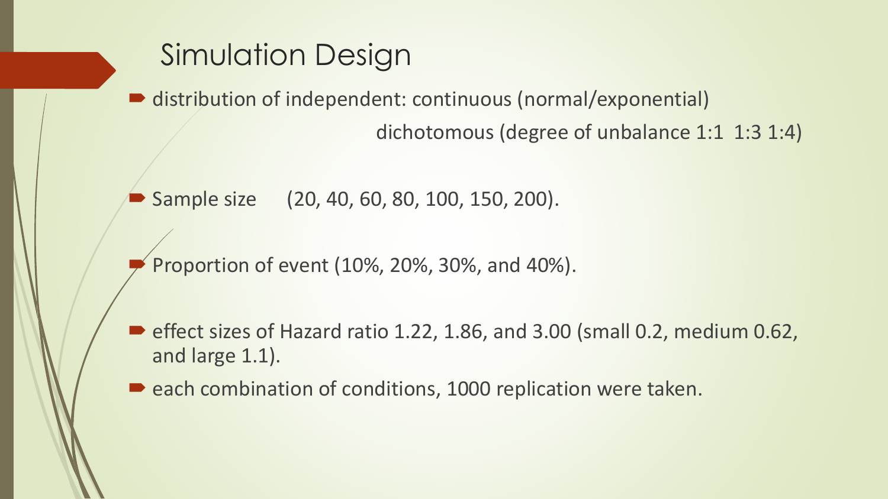## Simulation Design

- distribution of independent: continuous (normal/exponential)
  dichotomous (degree of unbalance 1:1 1:3 1:4)
- Sample size (20, 40, 60, 80, 100, 150, 200).
- Proportion of event (10%, 20%, 30%, and 40%).
- effect sizes of Hazard ratio 1.22, 1.86, and 3.00 (small 0.2, medium 0.62, and large 1.1).
- each combination of conditions, 1000 replication were taken.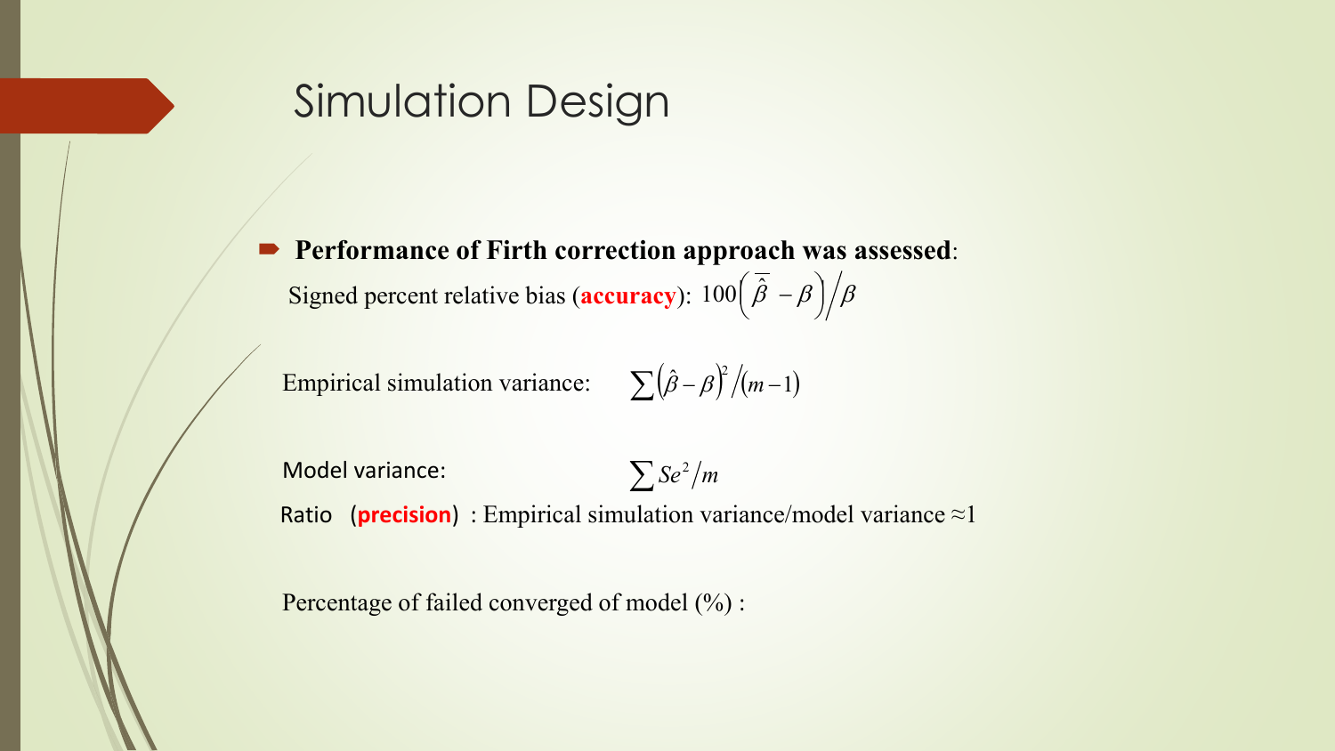# Simulation Design

- **Performance of Firth correction approach was assessed**:

  Signed percent relative bias (**accuracy**): $100\left(\bar{\hat{\beta}} - \beta\right)/\beta$

  Empirical simulation variance: $\sum\left(\hat{\beta} - \beta\right)^2/(m-1)$

  Model variance: $\sum Se^2/m$

  Ratio (**precision**) : Empirical simulation variance/model variance $\approx 1$

  Percentage of failed converged of model (%) :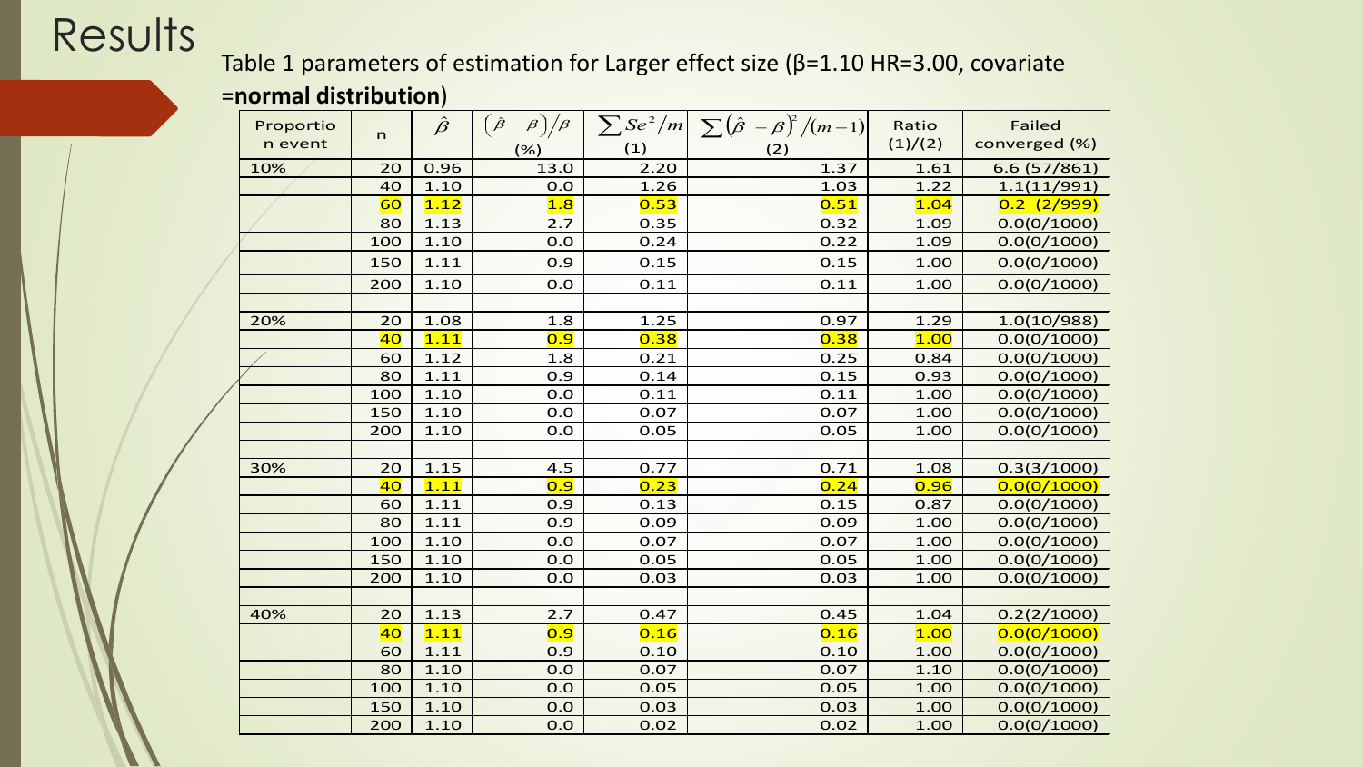# Results

Table 1 parameters of estimation for Larger effect size (β=1.10 HR=3.00, covariate =**normal distribution**)

| Proportion event | n | $\hat{\beta}$ | $\left(\bar{\hat{\beta}}-\beta\right)/\beta$ (%) | $\sum Se^2/m$ (1) | $\sum\left(\hat{\beta}-\beta\right)^2/(m-1)$ (2) | Ratio (1)/(2) | Failed converged (%) |
|---|---|---|---|---|---|---|---|
| 10% | 20 | 0.96 | 13.0 | 2.20 | 1.37 | 1.61 | 6.6 (57/861) |
| | 40 | 1.10 | 0.0 | 1.26 | 1.03 | 1.22 | 1.1(11/991) |
| | 60 | 1.12 | 1.8 | 0.53 | 0.51 | 1.04 | 0.2 (2/999) |
| | 80 | 1.13 | 2.7 | 0.35 | 0.32 | 1.09 | 0.0(0/1000) |
| | 100 | 1.10 | 0.0 | 0.24 | 0.22 | 1.09 | 0.0(0/1000) |
| | 150 | 1.11 | 0.9 | 0.15 | 0.15 | 1.00 | 0.0(0/1000) |
| | 200 | 1.10 | 0.0 | 0.11 | 0.11 | 1.00 | 0.0(0/1000) |
| | | | | | | | |
| 20% | 20 | 1.08 | 1.8 | 1.25 | 0.97 | 1.29 | 1.0(10/988) |
| | 40 | 1.11 | 0.9 | 0.38 | 0.38 | 1.00 | 0.0(0/1000) |
| | 60 | 1.12 | 1.8 | 0.21 | 0.25 | 0.84 | 0.0(0/1000) |
| | 80 | 1.11 | 0.9 | 0.14 | 0.15 | 0.93 | 0.0(0/1000) |
| | 100 | 1.10 | 0.0 | 0.11 | 0.11 | 1.00 | 0.0(0/1000) |
| | 150 | 1.10 | 0.0 | 0.07 | 0.07 | 1.00 | 0.0(0/1000) |
| | 200 | 1.10 | 0.0 | 0.05 | 0.05 | 1.00 | 0.0(0/1000) |
| | | | | | | | |
| 30% | 20 | 1.15 | 4.5 | 0.77 | 0.71 | 1.08 | 0.3(3/1000) |
| | 40 | 1.11 | 0.9 | 0.23 | 0.24 | 0.96 | 0.0(0/1000) |
| | 60 | 1.11 | 0.9 | 0.13 | 0.15 | 0.87 | 0.0(0/1000) |
| | 80 | 1.11 | 0.9 | 0.09 | 0.09 | 1.00 | 0.0(0/1000) |
| | 100 | 1.10 | 0.0 | 0.07 | 0.07 | 1.00 | 0.0(0/1000) |
| | 150 | 1.10 | 0.0 | 0.05 | 0.05 | 1.00 | 0.0(0/1000) |
| | 200 | 1.10 | 0.0 | 0.03 | 0.03 | 1.00 | 0.0(0/1000) |
| | | | | | | | |
| 40% | 20 | 1.13 | 2.7 | 0.47 | 0.45 | 1.04 | 0.2(2/1000) |
| | 40 | 1.11 | 0.9 | 0.16 | 0.16 | 1.00 | 0.0(0/1000) |
| | 60 | 1.11 | 0.9 | 0.10 | 0.10 | 1.00 | 0.0(0/1000) |
| | 80 | 1.10 | 0.0 | 0.07 | 0.07 | 1.10 | 0.0(0/1000) |
| | 100 | 1.10 | 0.0 | 0.05 | 0.05 | 1.00 | 0.0(0/1000) |
| | 150 | 1.10 | 0.0 | 0.03 | 0.03 | 1.00 | 0.0(0/1000) |
| | 200 | 1.10 | 0.0 | 0.02 | 0.02 | 1.00 | 0.0(0/1000) |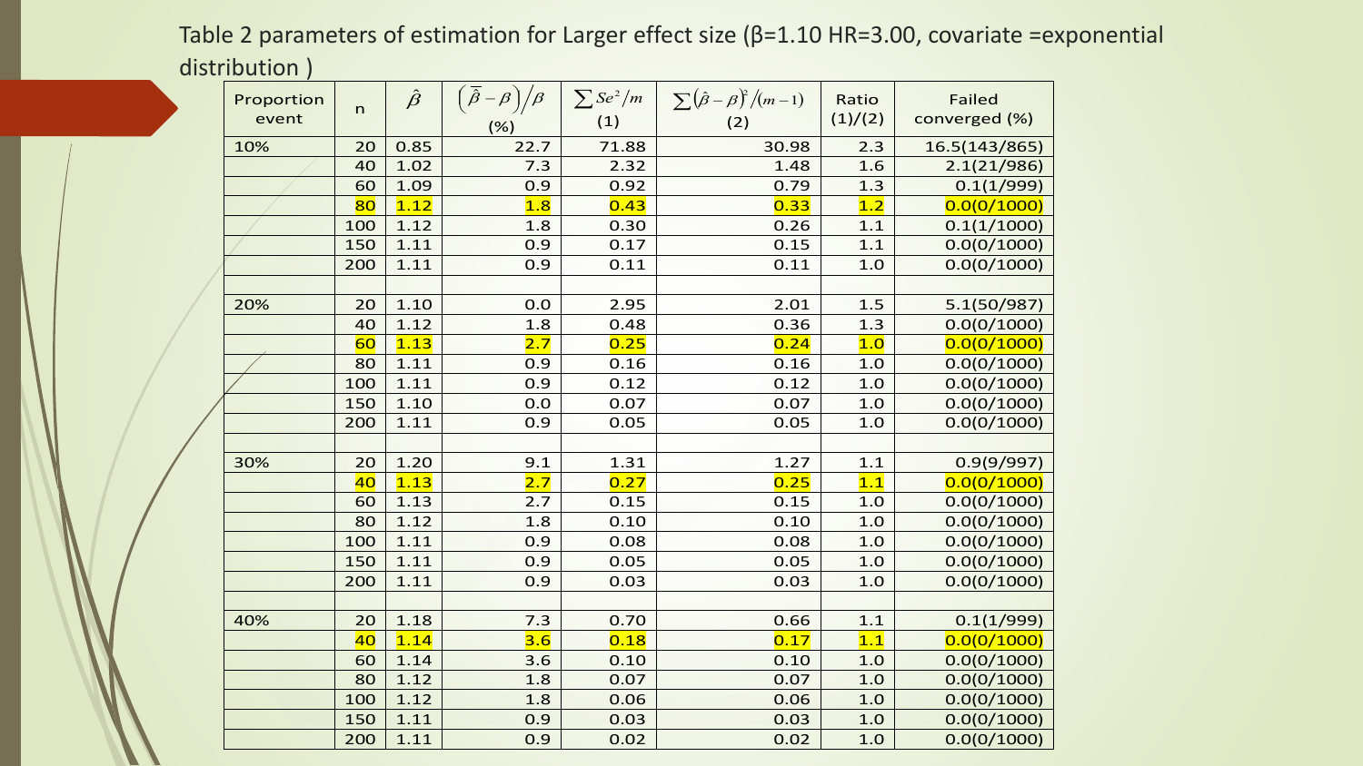Table 2 parameters of estimation for Larger effect size (β=1.10 HR=3.00, covariate =exponential distribution )

| Proportion event | n | $\hat{\beta}$ | $\left(\bar{\hat{\beta}}-\beta\right)/\beta$ (%) | $\sum Se^2/m$ (1) | $\sum(\hat{\beta}-\beta)^2/(m-1)$ (2) | Ratio (1)/(2) | Failed converged (%) |
|---|---|---|---|---|---|---|---|
| 10% | 20 | 0.85 | 22.7 | 71.88 | 30.98 | 2.3 | 16.5(143/865) |
| | 40 | 1.02 | 7.3 | 2.32 | 1.48 | 1.6 | 2.1(21/986) |
| | 60 | 1.09 | 0.9 | 0.92 | 0.79 | 1.3 | 0.1(1/999) |
| | 80 | 1.12 | 1.8 | 0.43 | 0.33 | 1.2 | 0.0(0/1000) |
| | 100 | 1.12 | 1.8 | 0.30 | 0.26 | 1.1 | 0.1(1/1000) |
| | 150 | 1.11 | 0.9 | 0.17 | 0.15 | 1.1 | 0.0(0/1000) |
| | 200 | 1.11 | 0.9 | 0.11 | 0.11 | 1.0 | 0.0(0/1000) |
| | | | | | | | |
| 20% | 20 | 1.10 | 0.0 | 2.95 | 2.01 | 1.5 | 5.1(50/987) |
| | 40 | 1.12 | 1.8 | 0.48 | 0.36 | 1.3 | 0.0(0/1000) |
| | 60 | 1.13 | 2.7 | 0.25 | 0.24 | 1.0 | 0.0(0/1000) |
| | 80 | 1.11 | 0.9 | 0.16 | 0.16 | 1.0 | 0.0(0/1000) |
| | 100 | 1.11 | 0.9 | 0.12 | 0.12 | 1.0 | 0.0(0/1000) |
| | 150 | 1.10 | 0.0 | 0.07 | 0.07 | 1.0 | 0.0(0/1000) |
| | 200 | 1.11 | 0.9 | 0.05 | 0.05 | 1.0 | 0.0(0/1000) |
| | | | | | | | |
| 30% | 20 | 1.20 | 9.1 | 1.31 | 1.27 | 1.1 | 0.9(9/997) |
| | 40 | 1.13 | 2.7 | 0.27 | 0.25 | 1.1 | 0.0(0/1000) |
| | 60 | 1.13 | 2.7 | 0.15 | 0.15 | 1.0 | 0.0(0/1000) |
| | 80 | 1.12 | 1.8 | 0.10 | 0.10 | 1.0 | 0.0(0/1000) |
| | 100 | 1.11 | 0.9 | 0.08 | 0.08 | 1.0 | 0.0(0/1000) |
| | 150 | 1.11 | 0.9 | 0.05 | 0.05 | 1.0 | 0.0(0/1000) |
| | 200 | 1.11 | 0.9 | 0.03 | 0.03 | 1.0 | 0.0(0/1000) |
| | | | | | | | |
| 40% | 20 | 1.18 | 7.3 | 0.70 | 0.66 | 1.1 | 0.1(1/999) |
| | 40 | 1.14 | 3.6 | 0.18 | 0.17 | 1.1 | 0.0(0/1000) |
| | 60 | 1.14 | 3.6 | 0.10 | 0.10 | 1.0 | 0.0(0/1000) |
| | 80 | 1.12 | 1.8 | 0.07 | 0.07 | 1.0 | 0.0(0/1000) |
| | 100 | 1.12 | 1.8 | 0.06 | 0.06 | 1.0 | 0.0(0/1000) |
| | 150 | 1.11 | 0.9 | 0.03 | 0.03 | 1.0 | 0.0(0/1000) |
| | 200 | 1.11 | 0.9 | 0.02 | 0.02 | 1.0 | 0.0(0/1000) |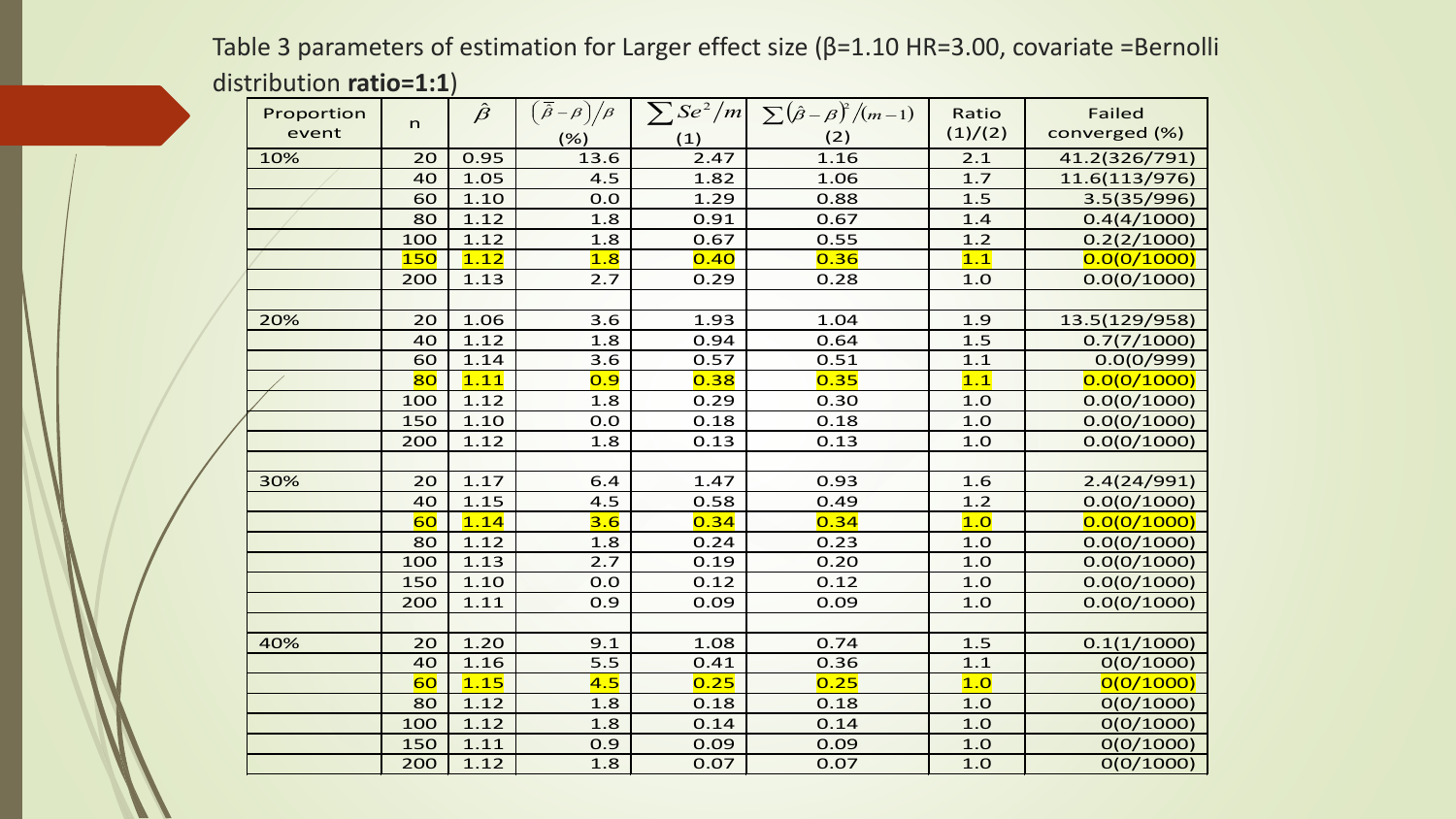Table 3 parameters of estimation for Larger effect size (β=1.10 HR=3.00, covariate =Bernolli distribution **ratio=1:1**)

| Proportion event | n | $\hat{\beta}$ | $\left(\bar{\hat{\beta}}-\beta\right)/\beta$ (%) | $\sum Se^2/m$ (1) | $\sum(\hat{\beta}-\beta)^2/(m-1)$ (2) | Ratio (1)/(2) | Failed converged (%) |
|---|---|---|---|---|---|---|---|
| 10% | 20 | 0.95 | 13.6 | 2.47 | 1.16 | 2.1 | 41.2(326/791) |
| | 40 | 1.05 | 4.5 | 1.82 | 1.06 | 1.7 | 11.6(113/976) |
| | 60 | 1.10 | 0.0 | 1.29 | 0.88 | 1.5 | 3.5(35/996) |
| | 80 | 1.12 | 1.8 | 0.91 | 0.67 | 1.4 | 0.4(4/1000) |
| | 100 | 1.12 | 1.8 | 0.67 | 0.55 | 1.2 | 0.2(2/1000) |
| | 150 | 1.12 | 1.8 | 0.40 | 0.36 | 1.1 | 0.0(0/1000) |
| | 200 | 1.13 | 2.7 | 0.29 | 0.28 | 1.0 | 0.0(0/1000) |
| | | | | | | | |
| 20% | 20 | 1.06 | 3.6 | 1.93 | 1.04 | 1.9 | 13.5(129/958) |
| | 40 | 1.12 | 1.8 | 0.94 | 0.64 | 1.5 | 0.7(7/1000) |
| | 60 | 1.14 | 3.6 | 0.57 | 0.51 | 1.1 | 0.0(0/999) |
| | 80 | 1.11 | 0.9 | 0.38 | 0.35 | 1.1 | 0.0(0/1000) |
| | 100 | 1.12 | 1.8 | 0.29 | 0.30 | 1.0 | 0.0(0/1000) |
| | 150 | 1.10 | 0.0 | 0.18 | 0.18 | 1.0 | 0.0(0/1000) |
| | 200 | 1.12 | 1.8 | 0.13 | 0.13 | 1.0 | 0.0(0/1000) |
| | | | | | | | |
| 30% | 20 | 1.17 | 6.4 | 1.47 | 0.93 | 1.6 | 2.4(24/991) |
| | 40 | 1.15 | 4.5 | 0.58 | 0.49 | 1.2 | 0.0(0/1000) |
| | 60 | 1.14 | 3.6 | 0.34 | 0.34 | 1.0 | 0.0(0/1000) |
| | 80 | 1.12 | 1.8 | 0.24 | 0.23 | 1.0 | 0.0(0/1000) |
| | 100 | 1.13 | 2.7 | 0.19 | 0.20 | 1.0 | 0.0(0/1000) |
| | 150 | 1.10 | 0.0 | 0.12 | 0.12 | 1.0 | 0.0(0/1000) |
| | 200 | 1.11 | 0.9 | 0.09 | 0.09 | 1.0 | 0.0(0/1000) |
| | | | | | | | |
| 40% | 20 | 1.20 | 9.1 | 1.08 | 0.74 | 1.5 | 0.1(1/1000) |
| | 40 | 1.16 | 5.5 | 0.41 | 0.36 | 1.1 | 0(0/1000) |
| | 60 | 1.15 | 4.5 | 0.25 | 0.25 | 1.0 | 0(0/1000) |
| | 80 | 1.12 | 1.8 | 0.18 | 0.18 | 1.0 | 0(0/1000) |
| | 100 | 1.12 | 1.8 | 0.14 | 0.14 | 1.0 | 0(0/1000) |
| | 150 | 1.11 | 0.9 | 0.09 | 0.09 | 1.0 | 0(0/1000) |
| | 200 | 1.12 | 1.8 | 0.07 | 0.07 | 1.0 | 0(0/1000) |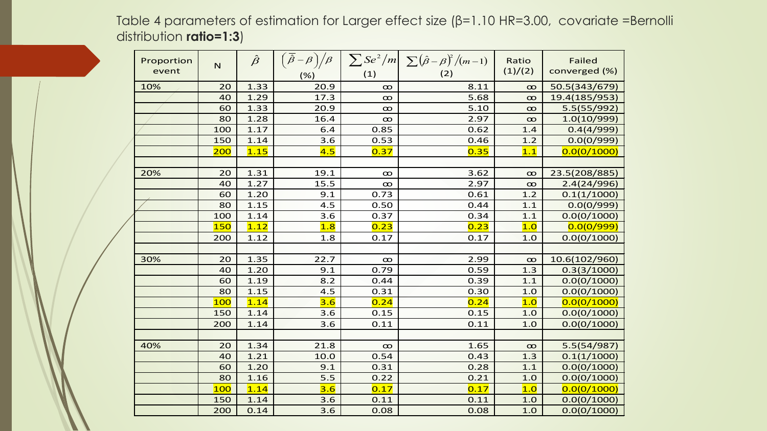Table 4 parameters of estimation for Larger effect size (β=1.10 HR=3.00, covariate =Bernolli distribution **ratio=1:3**)

| Proportion event | N | $\hat{\beta}$ | $\left(\bar{\hat{\beta}}-\beta\right)/\beta$ (%) | $\sum Se^2/m$ (1) | $\sum(\hat{\beta}-\beta)^2/(m-1)$ (2) | Ratio (1)/(2) | Failed converged (%) |
|---|---|---|---|---|---|---|---|
| 10% | 20 | 1.33 | 20.9 | ∞ | 8.11 | ∞ | 50.5(343/679) |
| | 40 | 1.29 | 17.3 | ∞ | 5.68 | ∞ | 19.4(185/953) |
| | 60 | 1.33 | 20.9 | ∞ | 5.10 | ∞ | 5.5(55/992) |
| | 80 | 1.28 | 16.4 | ∞ | 2.97 | ∞ | 1.0(10/999) |
| | 100 | 1.17 | 6.4 | 0.85 | 0.62 | 1.4 | 0.4(4/999) |
| | 150 | 1.14 | 3.6 | 0.53 | 0.46 | 1.2 | 0.0(0/999) |
| | 200 | 1.15 | 4.5 | 0.37 | 0.35 | 1.1 | 0.0(0/1000) |
| | | | | | | | |
| 20% | 20 | 1.31 | 19.1 | ∞ | 3.62 | ∞ | 23.5(208/885) |
| | 40 | 1.27 | 15.5 | ∞ | 2.97 | ∞ | 2.4(24/996) |
| | 60 | 1.20 | 9.1 | 0.73 | 0.61 | 1.2 | 0.1(1/1000) |
| | 80 | 1.15 | 4.5 | 0.50 | 0.44 | 1.1 | 0.0(0/999) |
| | 100 | 1.14 | 3.6 | 0.37 | 0.34 | 1.1 | 0.0(0/1000) |
| | 150 | 1.12 | 1.8 | 0.23 | 0.23 | 1.0 | 0.0(0/999) |
| | 200 | 1.12 | 1.8 | 0.17 | 0.17 | 1.0 | 0.0(0/1000) |
| | | | | | | | |
| 30% | 20 | 1.35 | 22.7 | ∞ | 2.99 | ∞ | 10.6(102/960) |
| | 40 | 1.20 | 9.1 | 0.79 | 0.59 | 1.3 | 0.3(3/1000) |
| | 60 | 1.19 | 8.2 | 0.44 | 0.39 | 1.1 | 0.0(0/1000) |
| | 80 | 1.15 | 4.5 | 0.31 | 0.30 | 1.0 | 0.0(0/1000) |
| | 100 | 1.14 | 3.6 | 0.24 | 0.24 | 1.0 | 0.0(0/1000) |
| | 150 | 1.14 | 3.6 | 0.15 | 0.15 | 1.0 | 0.0(0/1000) |
| | 200 | 1.14 | 3.6 | 0.11 | 0.11 | 1.0 | 0.0(0/1000) |
| | | | | | | | |
| 40% | 20 | 1.34 | 21.8 | ∞ | 1.65 | ∞ | 5.5(54/987) |
| | 40 | 1.21 | 10.0 | 0.54 | 0.43 | 1.3 | 0.1(1/1000) |
| | 60 | 1.20 | 9.1 | 0.31 | 0.28 | 1.1 | 0.0(0/1000) |
| | 80 | 1.16 | 5.5 | 0.22 | 0.21 | 1.0 | 0.0(0/1000) |
| | 100 | 1.14 | 3.6 | 0.17 | 0.17 | 1.0 | 0.0(0/1000) |
| | 150 | 1.14 | 3.6 | 0.11 | 0.11 | 1.0 | 0.0(0/1000) |
| | 200 | 0.14 | 3.6 | 0.08 | 0.08 | 1.0 | 0.0(0/1000) |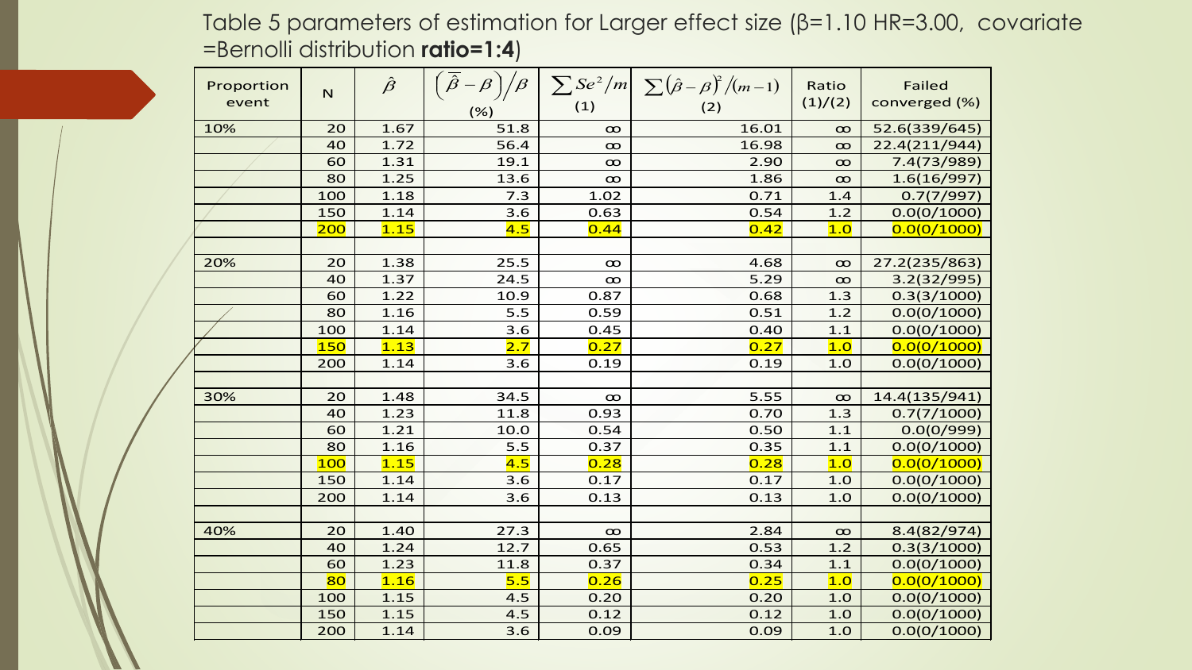Table 5 parameters of estimation for Larger effect size (β=1.10 HR=3.00, covariate =Bernolli distribution **ratio=1:4**)

| Proportion event | N | $\hat{\beta}$ | $\left(\overline{\hat{\beta}}-\beta\right)/\beta$ (%) | $\sum Se^2/m$ (1) | $\sum(\hat{\beta}-\beta)^2/(m-1)$ (2) | Ratio (1)/(2) | Failed converged (%) |
|---|---|---|---|---|---|---|---|
| 10% | 20 | 1.67 | 51.8 | $\infty$ | 16.01 | $\infty$ | 52.6(339/645) |
| | 40 | 1.72 | 56.4 | $\infty$ | 16.98 | $\infty$ | 22.4(211/944) |
| | 60 | 1.31 | 19.1 | $\infty$ | 2.90 | $\infty$ | 7.4(73/989) |
| | 80 | 1.25 | 13.6 | $\infty$ | 1.86 | $\infty$ | 1.6(16/997) |
| | 100 | 1.18 | 7.3 | 1.02 | 0.71 | 1.4 | 0.7(7/997) |
| | 150 | 1.14 | 3.6 | 0.63 | 0.54 | 1.2 | 0.0(0/1000) |
| | 200 | 1.15 | 4.5 | 0.44 | 0.42 | 1.0 | 0.0(0/1000) |
| | | | | | | | |
| 20% | 20 | 1.38 | 25.5 | $\infty$ | 4.68 | $\infty$ | 27.2(235/863) |
| | 40 | 1.37 | 24.5 | $\infty$ | 5.29 | $\infty$ | 3.2(32/995) |
| | 60 | 1.22 | 10.9 | 0.87 | 0.68 | 1.3 | 0.3(3/1000) |
| | 80 | 1.16 | 5.5 | 0.59 | 0.51 | 1.2 | 0.0(0/1000) |
| | 100 | 1.14 | 3.6 | 0.45 | 0.40 | 1.1 | 0.0(0/1000) |
| | 150 | 1.13 | 2.7 | 0.27 | 0.27 | 1.0 | 0.0(0/1000) |
| | 200 | 1.14 | 3.6 | 0.19 | 0.19 | 1.0 | 0.0(0/1000) |
| | | | | | | | |
| 30% | 20 | 1.48 | 34.5 | $\infty$ | 5.55 | $\infty$ | 14.4(135/941) |
| | 40 | 1.23 | 11.8 | 0.93 | 0.70 | 1.3 | 0.7(7/1000) |
| | 60 | 1.21 | 10.0 | 0.54 | 0.50 | 1.1 | 0.0(0/999) |
| | 80 | 1.16 | 5.5 | 0.37 | 0.35 | 1.1 | 0.0(0/1000) |
| | 100 | 1.15 | 4.5 | 0.28 | 0.28 | 1.0 | 0.0(0/1000) |
| | 150 | 1.14 | 3.6 | 0.17 | 0.17 | 1.0 | 0.0(0/1000) |
| | 200 | 1.14 | 3.6 | 0.13 | 0.13 | 1.0 | 0.0(0/1000) |
| | | | | | | | |
| 40% | 20 | 1.40 | 27.3 | $\infty$ | 2.84 | $\infty$ | 8.4(82/974) |
| | 40 | 1.24 | 12.7 | 0.65 | 0.53 | 1.2 | 0.3(3/1000) |
| | 60 | 1.23 | 11.8 | 0.37 | 0.34 | 1.1 | 0.0(0/1000) |
| | 80 | 1.16 | 5.5 | 0.26 | 0.25 | 1.0 | 0.0(0/1000) |
| | 100 | 1.15 | 4.5 | 0.20 | 0.20 | 1.0 | 0.0(0/1000) |
| | 150 | 1.15 | 4.5 | 0.12 | 0.12 | 1.0 | 0.0(0/1000) |
| | 200 | 1.14 | 3.6 | 0.09 | 0.09 | 1.0 | 0.0(0/1000) |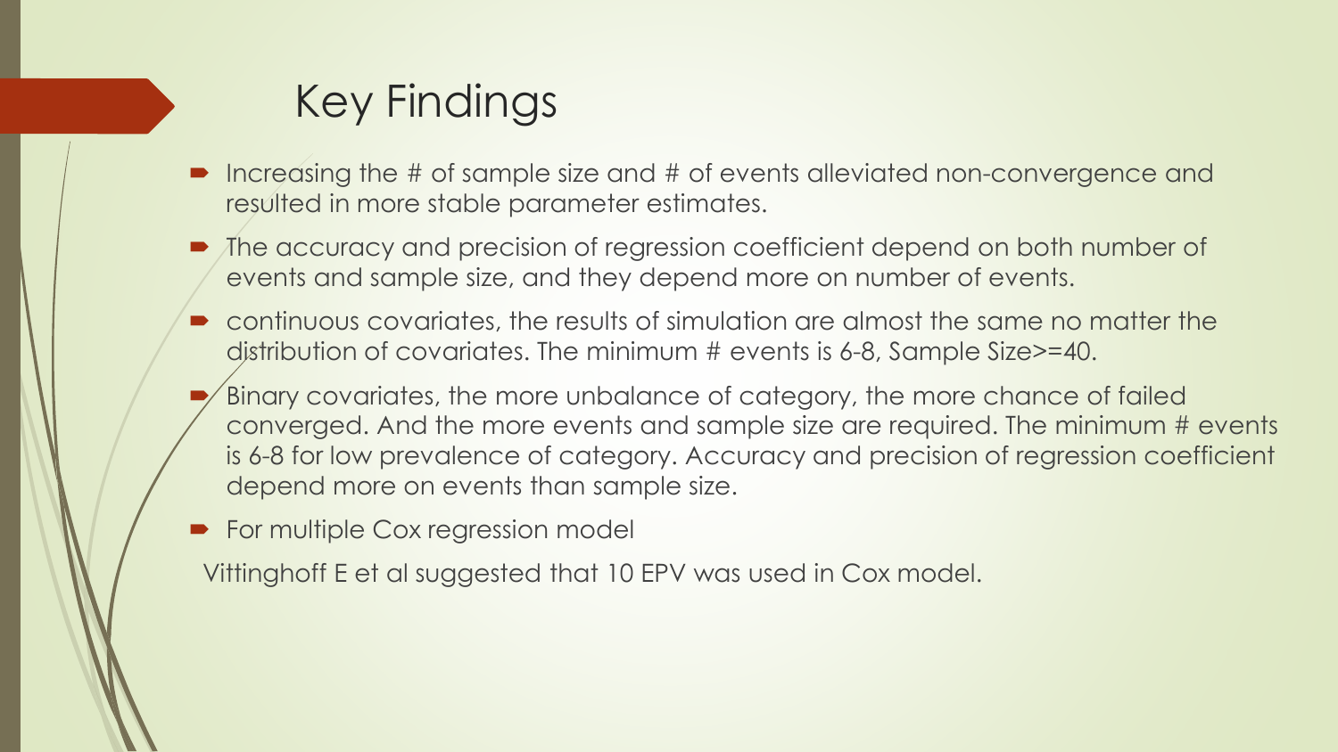# Key Findings

- Increasing the # of sample size and # of events alleviated non-convergence and resulted in more stable parameter estimates.
- The accuracy and precision of regression coefficient depend on both number of events and sample size, and they depend more on number of events.
- continuous covariates, the results of simulation are almost the same no matter the distribution of covariates. The minimum # events is 6-8, Sample Size>=40.
- Binary covariates, the more unbalance of category, the more chance of failed converged. And the more events and sample size are required. The minimum # events is 6-8 for low prevalence of category. Accuracy and precision of regression coefficient depend more on events than sample size.
- For multiple Cox regression model

Vittinghoff E et al suggested that 10 EPV was used in Cox model.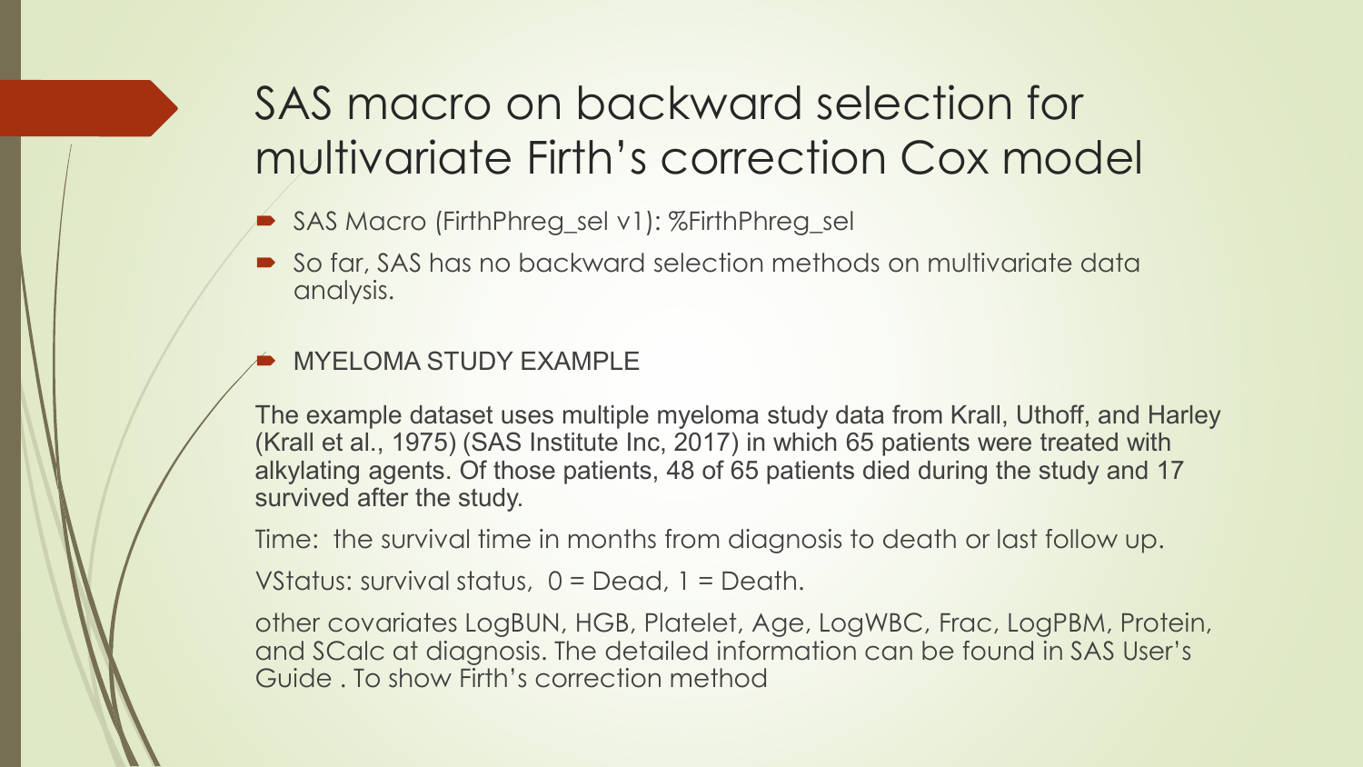# SAS macro on backward selection for multivariate Firth's correction Cox model

- SAS Macro (FirthPhreg_sel v1): %FirthPhreg_sel
- So far, SAS has no backward selection methods on multivariate data analysis.
- MYELOMA STUDY EXAMPLE

The example dataset uses multiple myeloma study data from Krall, Uthoff, and Harley (Krall et al., 1975) (SAS Institute Inc, 2017) in which 65 patients were treated with alkylating agents. Of those patients, 48 of 65 patients died during the study and 17 survived after the study.

Time: the survival time in months from diagnosis to death or last follow up.

VStatus: survival status, 0 = Dead, 1 = Death.

other covariates LogBUN, HGB, Platelet, Age, LogWBC, Frac, LogPBM, Protein, and SCalc at diagnosis. The detailed information can be found in SAS User's Guide . To show Firth's correction method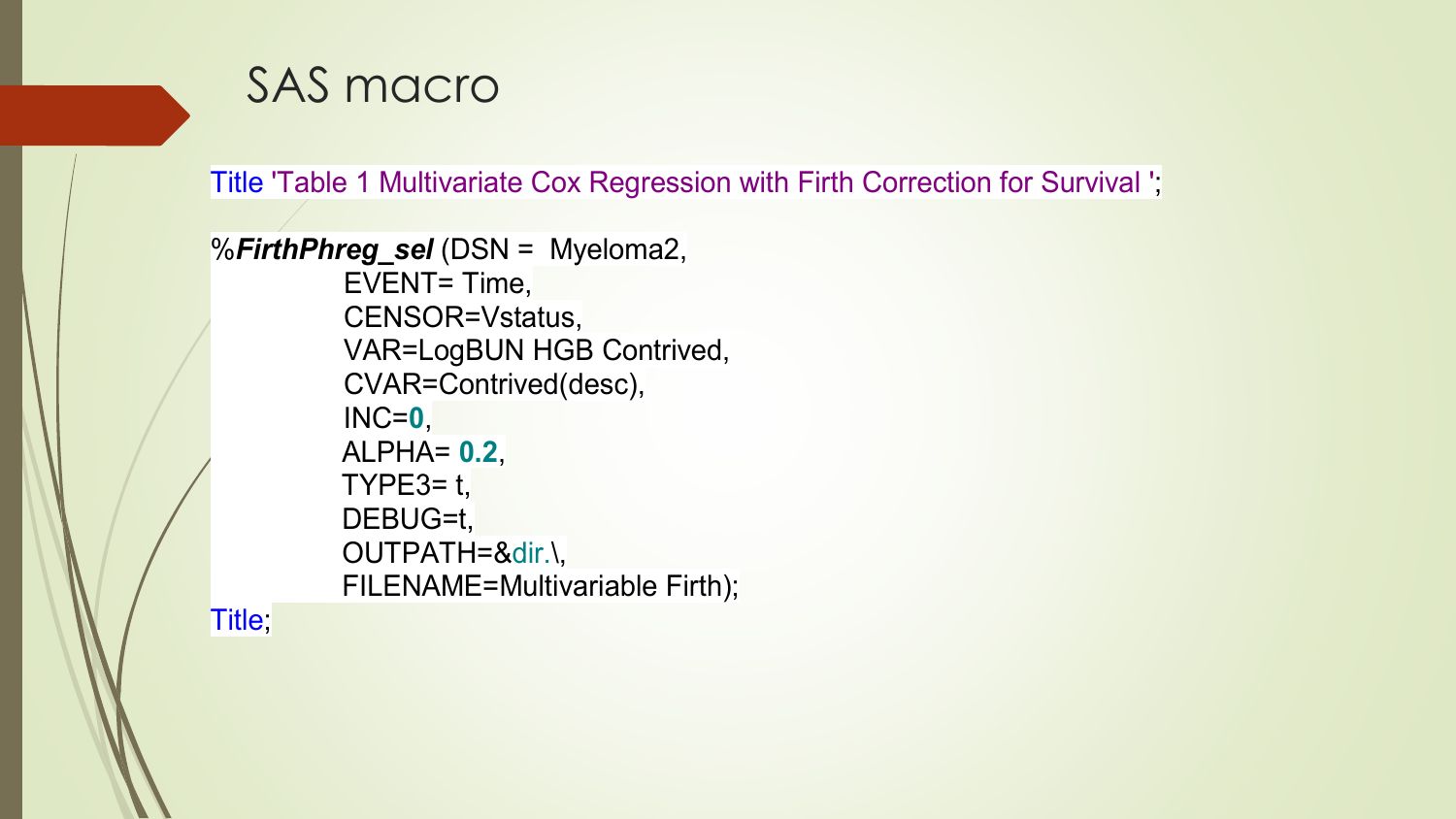# SAS macro

```
Title 'Table 1 Multivariate Cox Regression with Firth Correction for Survival ';

%FirthPhreg_sel (DSN =  Myeloma2,
            EVENT= Time,
            CENSOR=Vstatus,
            VAR=LogBUN HGB Contrived,
            CVAR=Contrived(desc),
            INC=0,
            ALPHA= 0.2,
            TYPE3= t,
            DEBUG=t,
            OUTPATH=&dir.\,
            FILENAME=Multivariable Firth);
Title;
```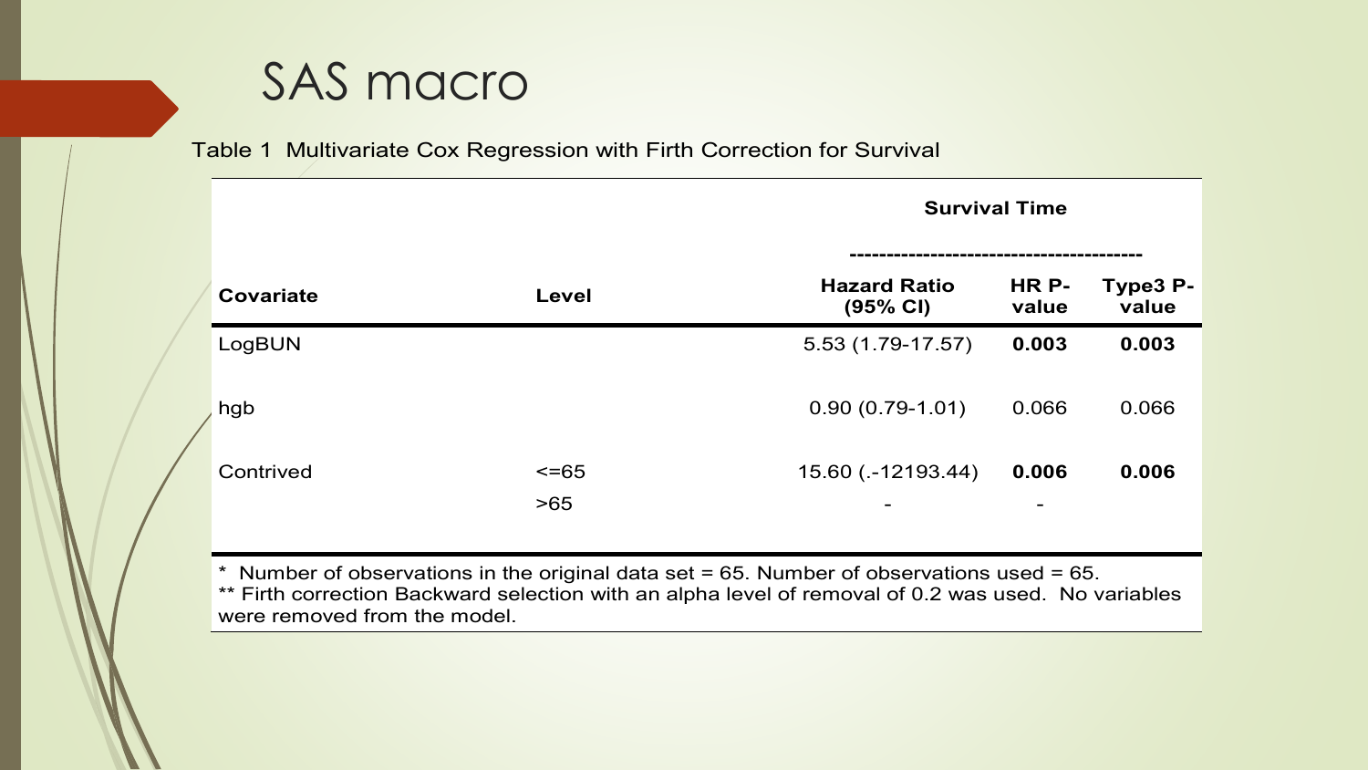# SAS macro

Table 1 Multivariate Cox Regression with Firth Correction for Survival

| Covariate | Level | Survival Time | | |
|---|---|---|---|---|
| | | **Hazard Ratio (95% CI)** | **HR P-value** | **Type3 P-value** |
| LogBUN | | 5.53 (1.79-17.57) | **0.003** | **0.003** |
| hgb | | 0.90 (0.79-1.01) | 0.066 | 0.066 |
| Contrived | <=65 | 15.60 (.-12193.44) | **0.006** | **0.006** |
| | >65 | - | - | |

\* Number of observations in the original data set = 65. Number of observations used = 65.
** Firth correction Backward selection with an alpha level of removal of 0.2 was used. No variables were removed from the model.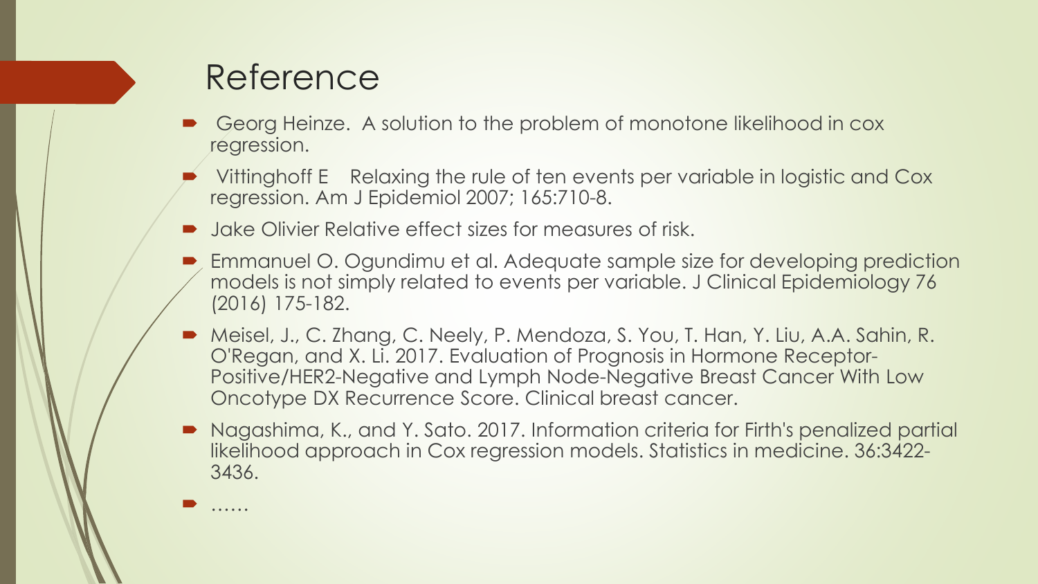# Reference

- Georg Heinze. A solution to the problem of monotone likelihood in cox regression.
- Vittinghoff E Relaxing the rule of ten events per variable in logistic and Cox regression. Am J Epidemiol 2007; 165:710-8.
- Jake Olivier Relative effect sizes for measures of risk.
- Emmanuel O. Ogundimu et al. Adequate sample size for developing prediction models is not simply related to events per variable. J Clinical Epidemiology 76 (2016) 175-182.
- Meisel, J., C. Zhang, C. Neely, P. Mendoza, S. You, T. Han, Y. Liu, A.A. Sahin, R. O'Regan, and X. Li. 2017. Evaluation of Prognosis in Hormone Receptor-Positive/HER2-Negative and Lymph Node-Negative Breast Cancer With Low Oncotype DX Recurrence Score. Clinical breast cancer.
- Nagashima, K., and Y. Sato. 2017. Information criteria for Firth's penalized partial likelihood approach in Cox regression models. Statistics in medicine. 36:3422-3436.
- ……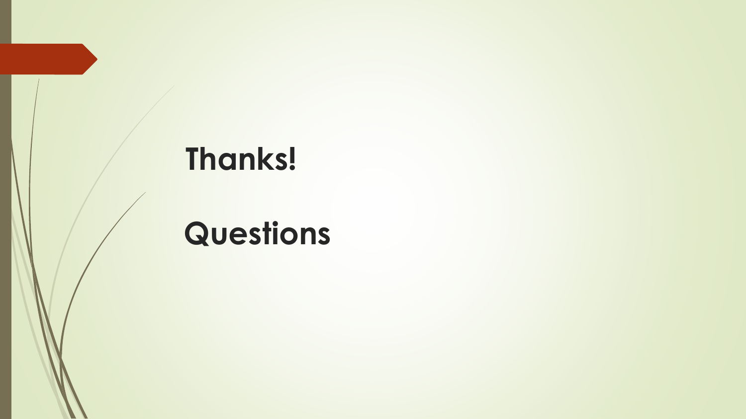# Thanks!

# Questions